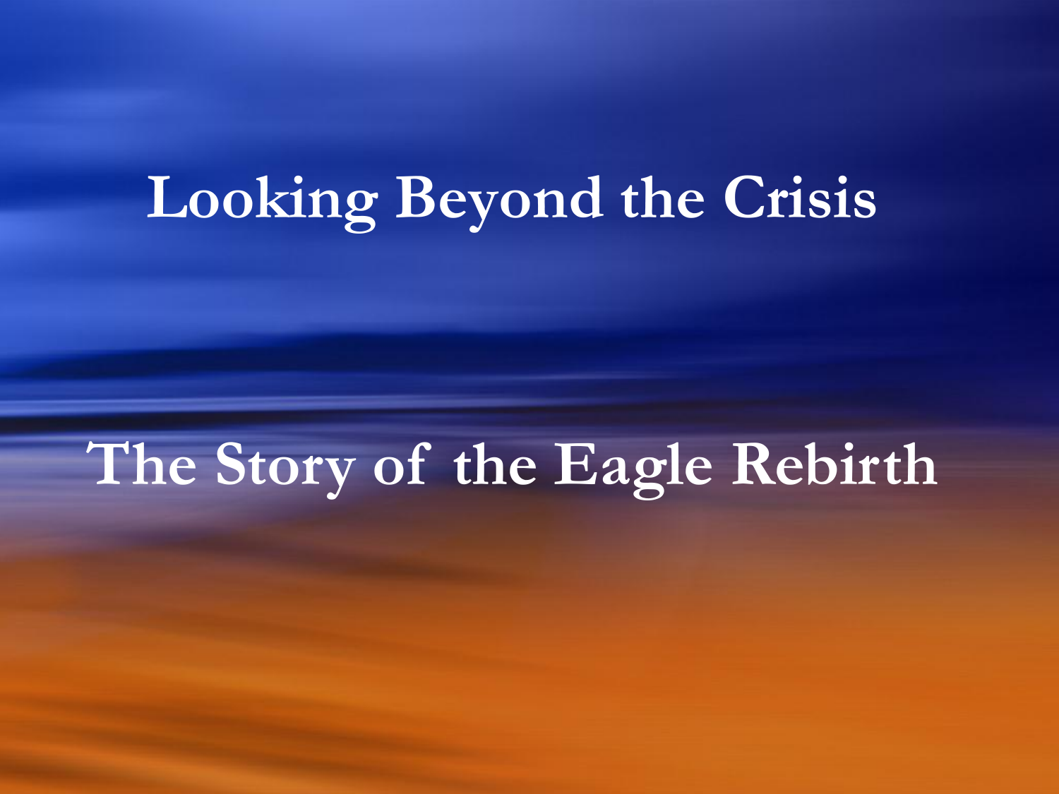# Looking Beyond the Crisis

## The Story of the Eagle Rebirth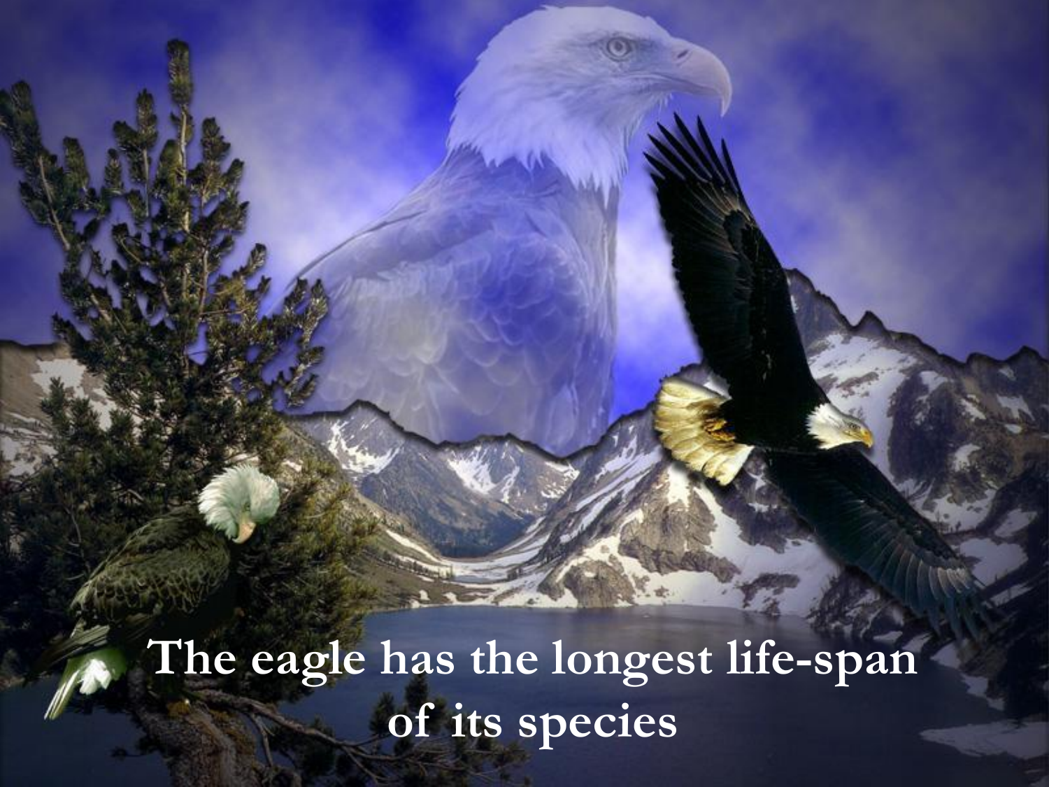The eagle has the longest life-span of its species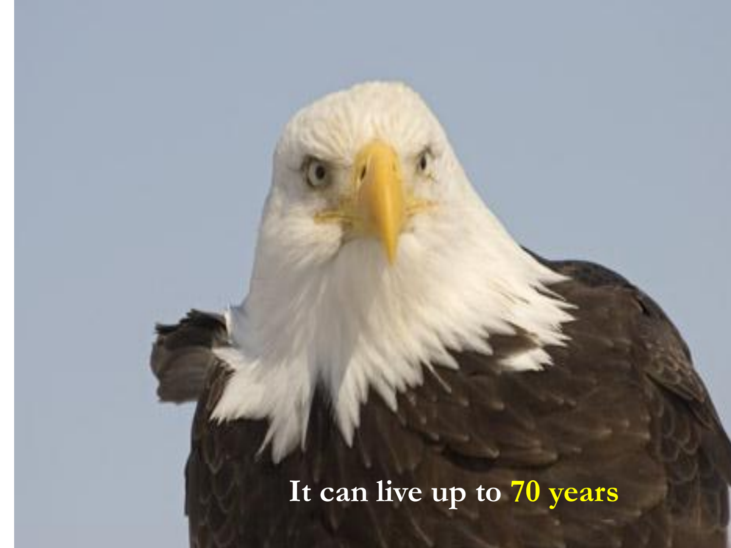It can live up to **70 years**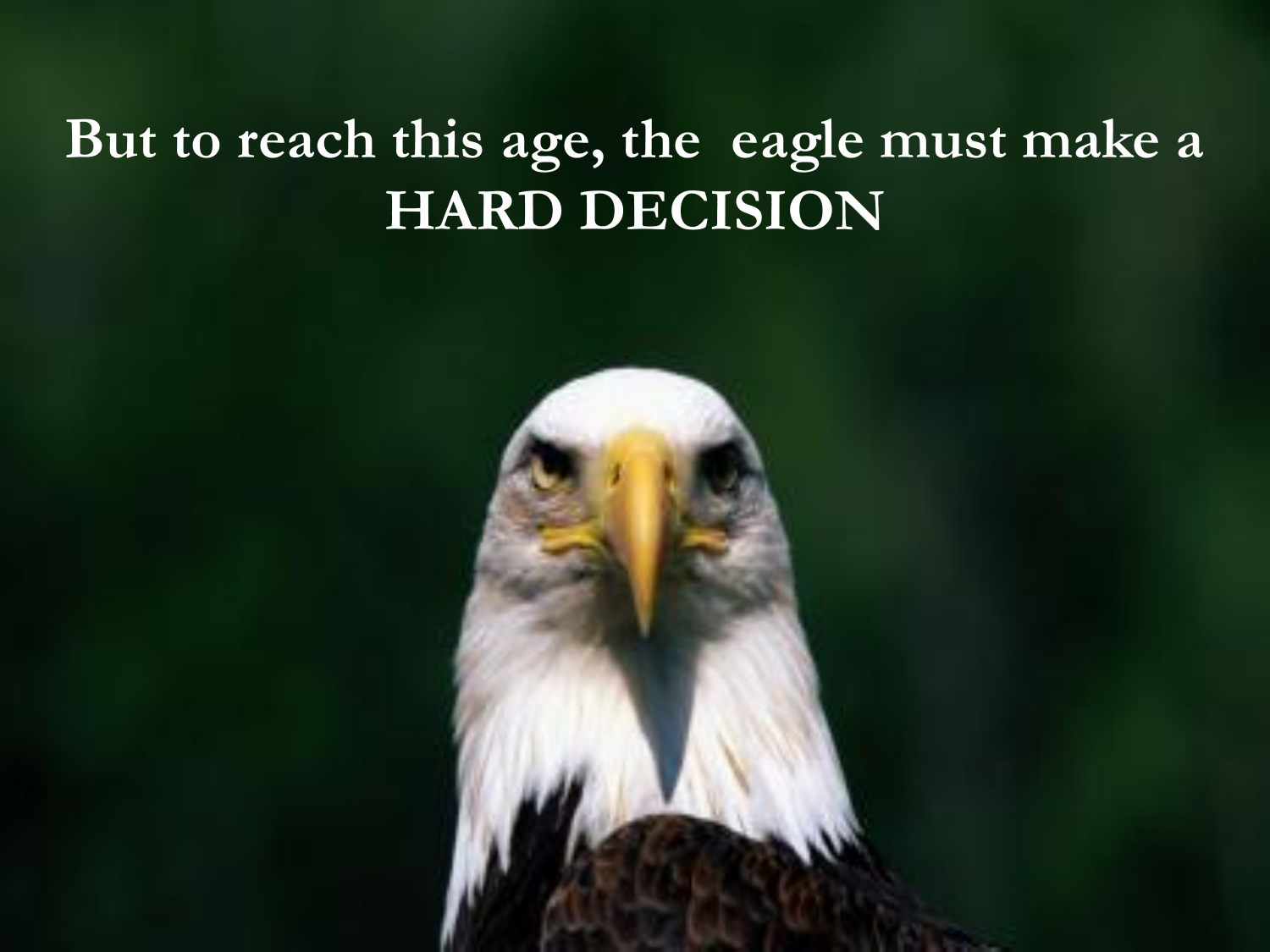**But to reach this age, the eagle must make a HARD DECISION**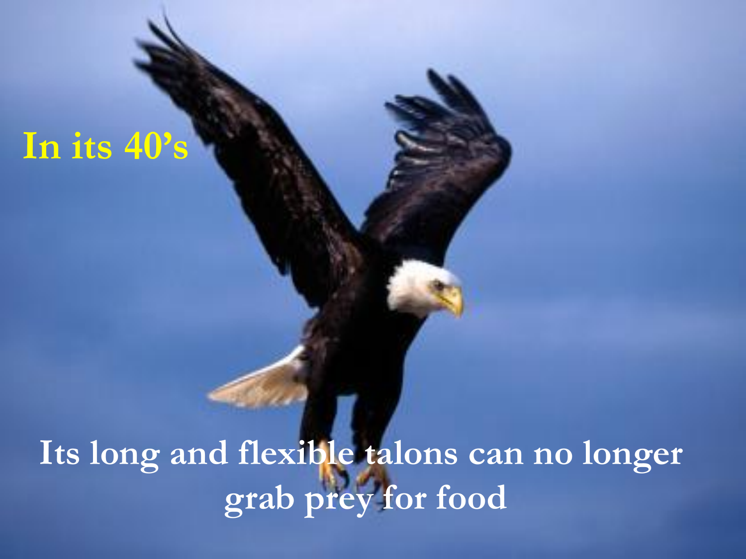In its 40’s

Its long and flexible talons can no longer grab prey for food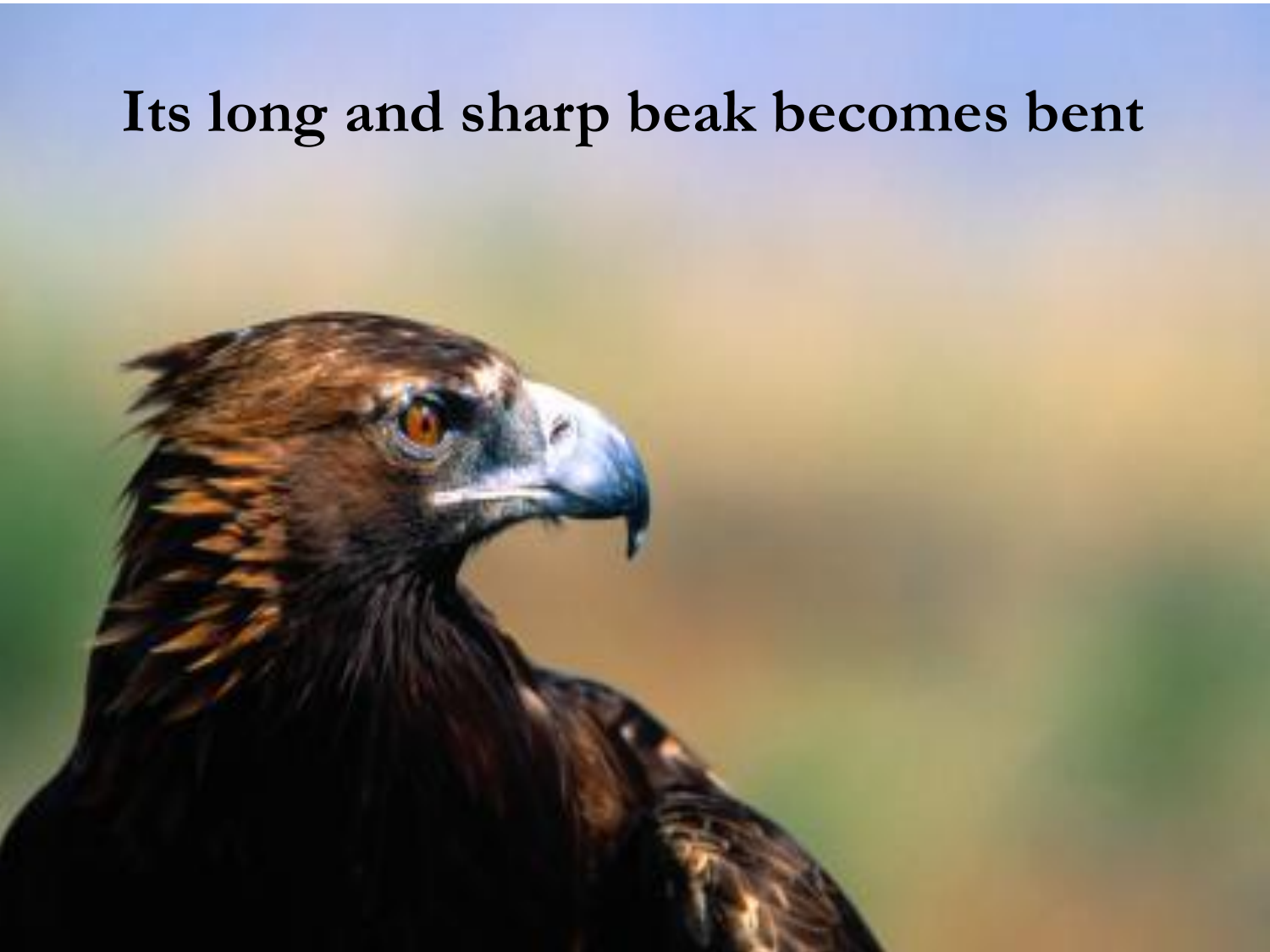Its long and sharp beak becomes bent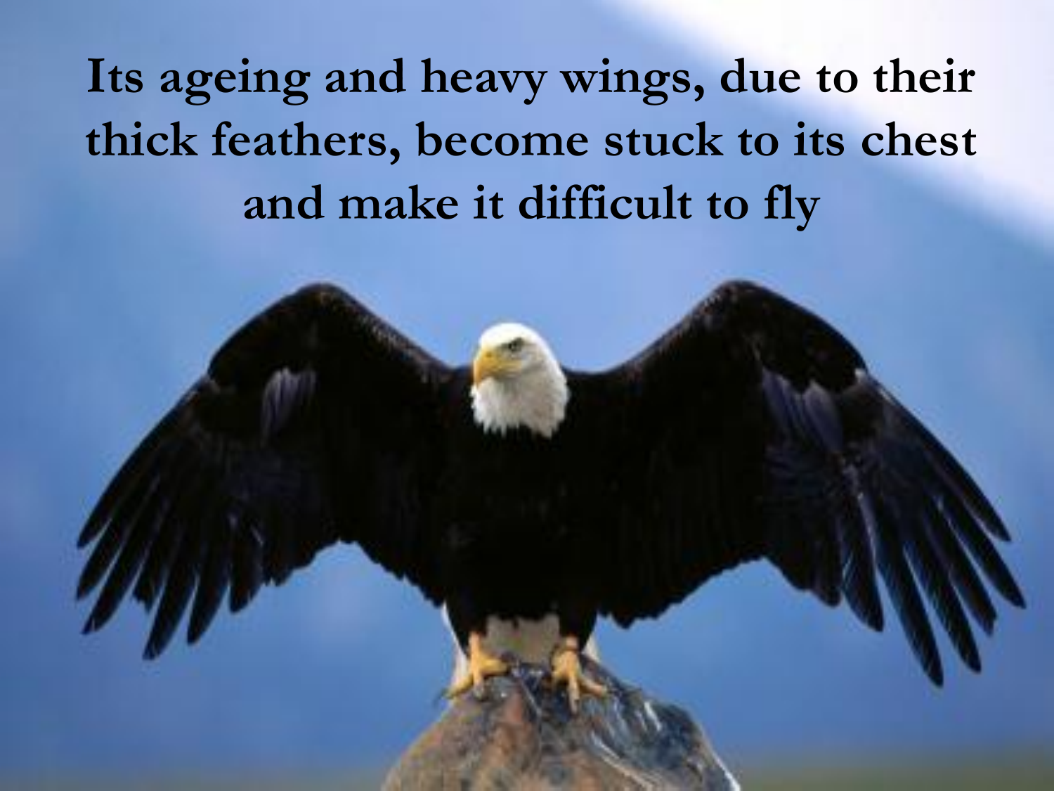**Its ageing and heavy wings, due to their thick feathers, become stuck to its chest and make it difficult to fly**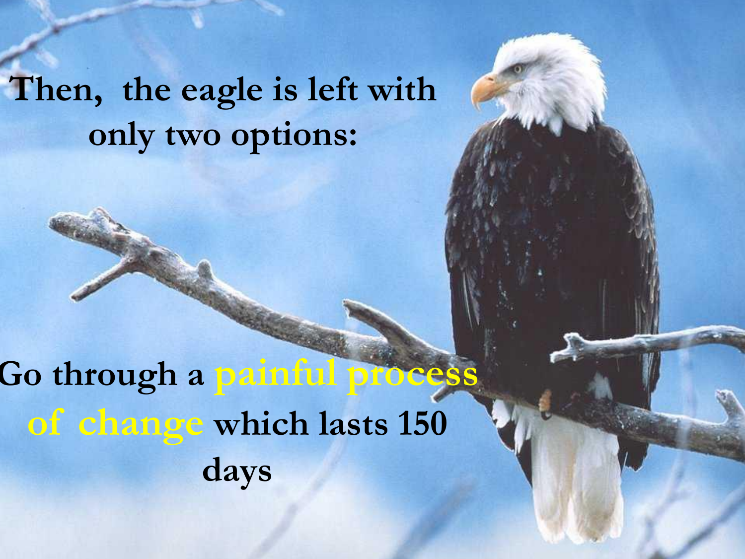Then, the eagle is left with only two options:

Go through a painful process of change which lasts 150 days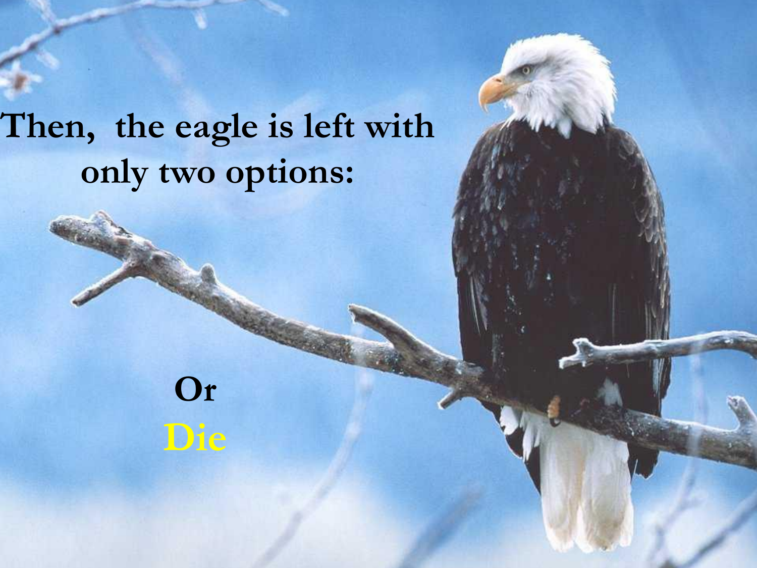Then, the eagle is left with only two options:

Or

Die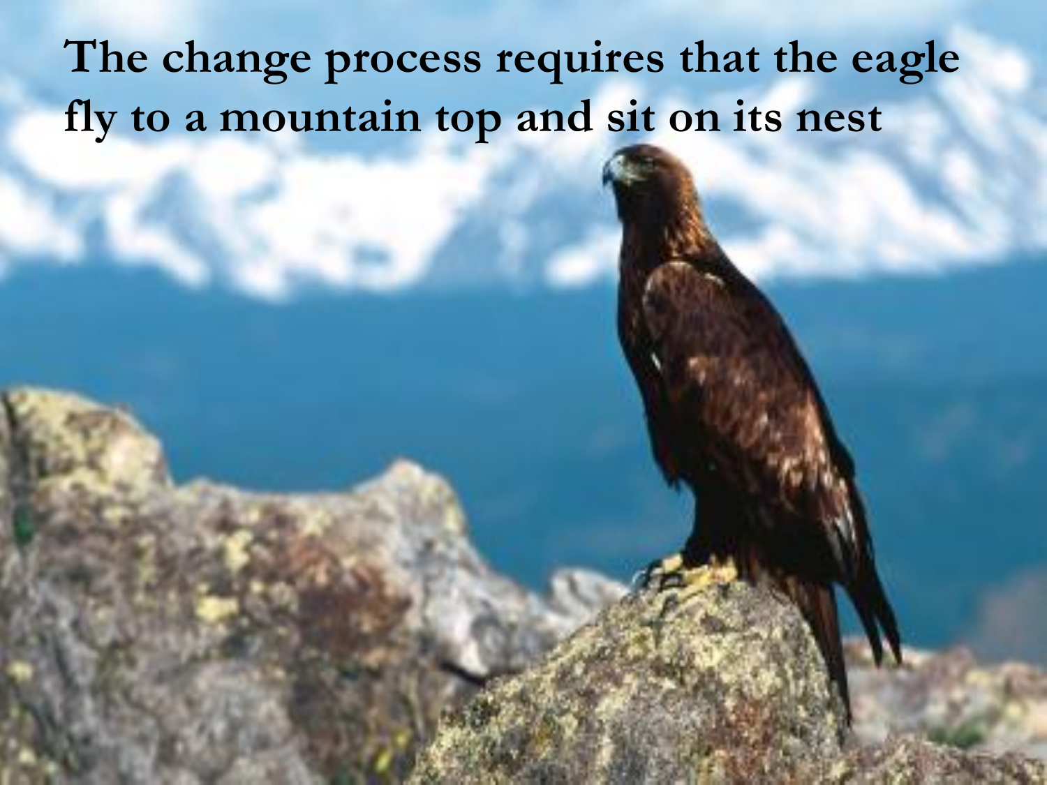# The change process requires that the eagle fly to a mountain top and sit on its nest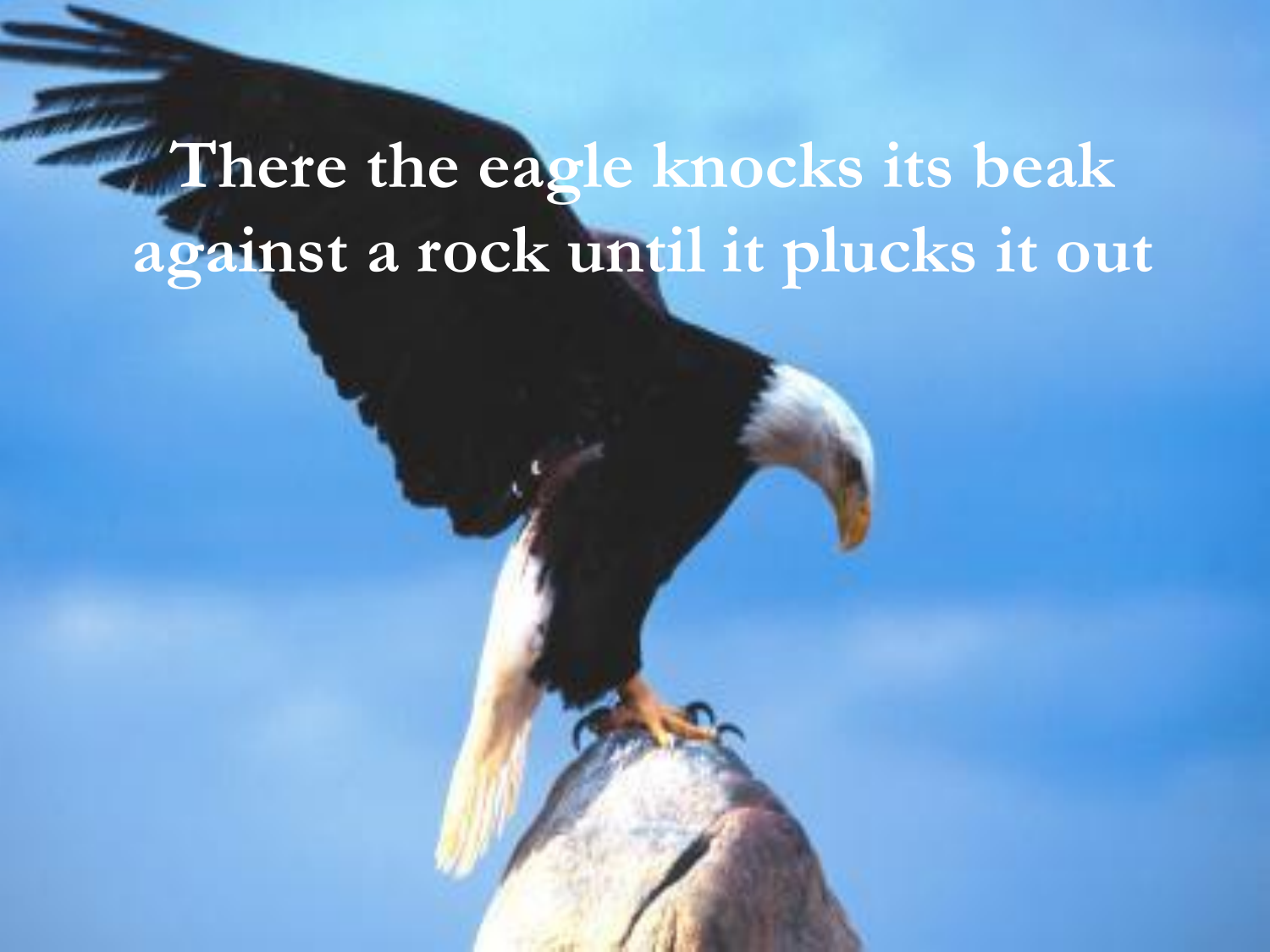There the eagle knocks its beak against a rock until it plucks it out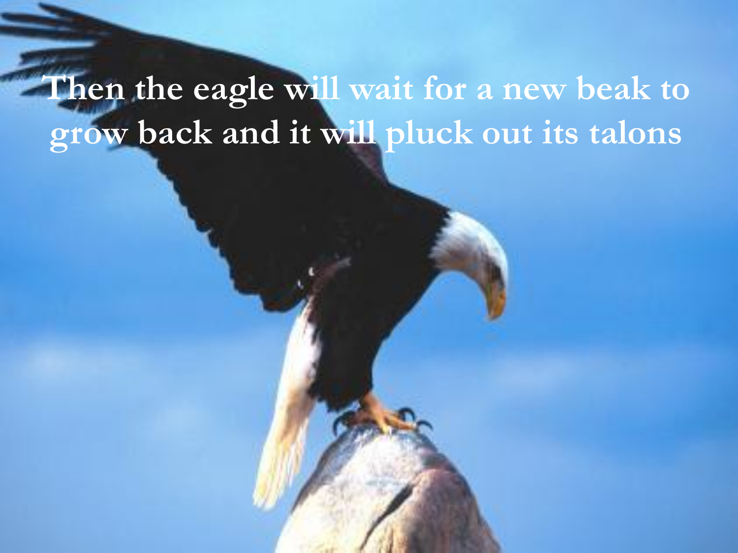Then the eagle will wait for a new beak to grow back and it will pluck out its talons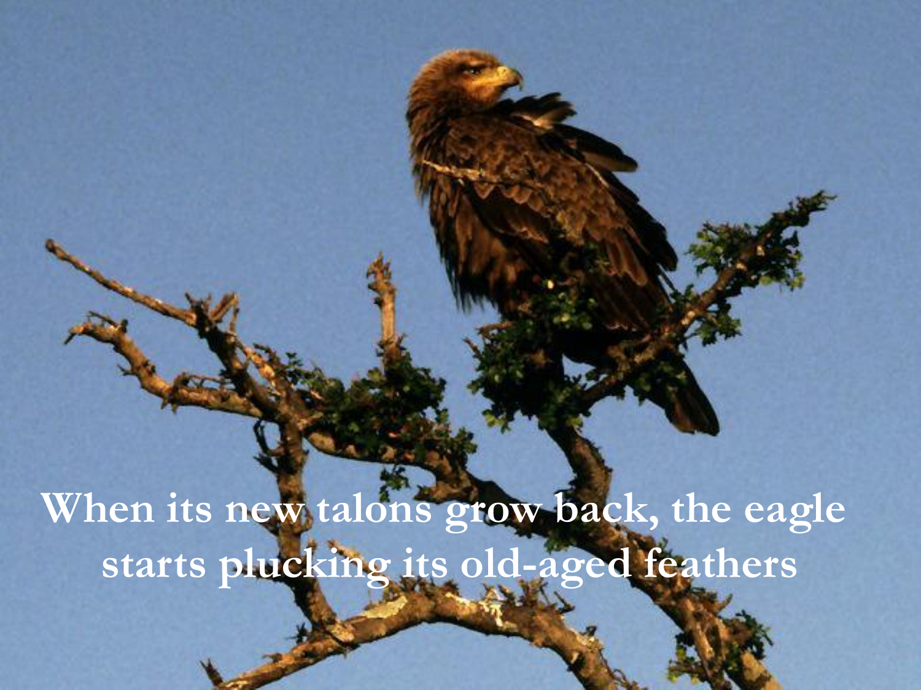When its new talons grow back, the eagle starts plucking its old-aged feathers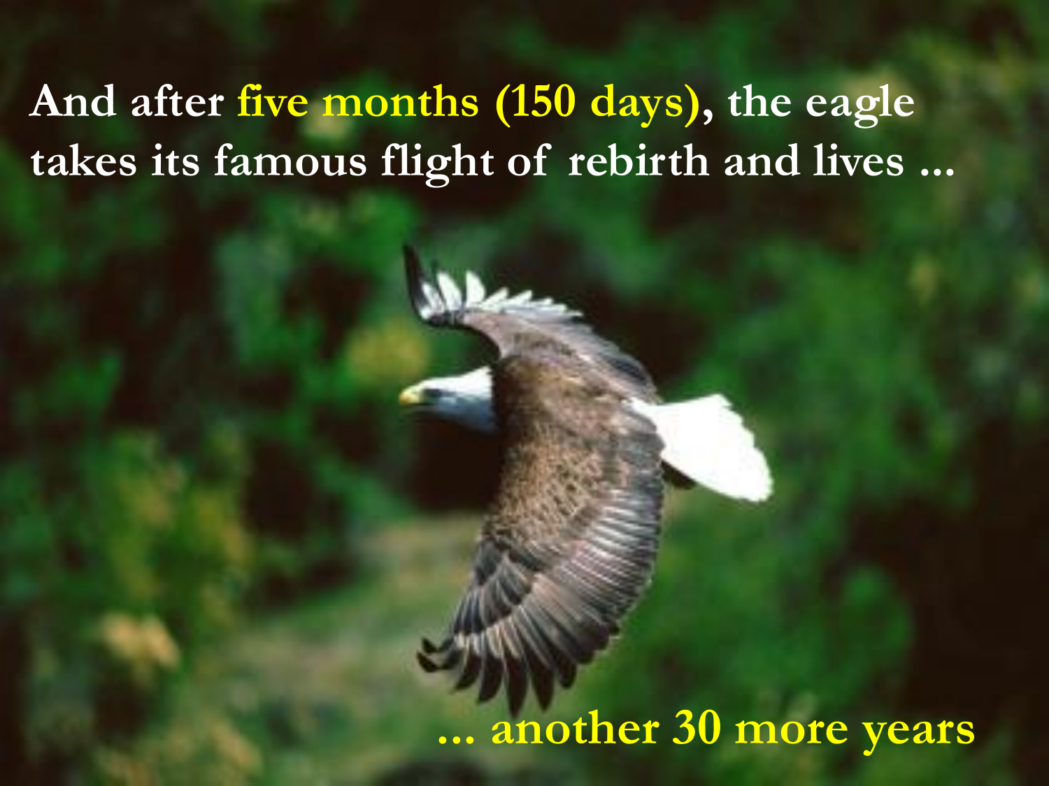And after five months (150 days), the eagle takes its famous flight of rebirth and lives ...

... another 30 more years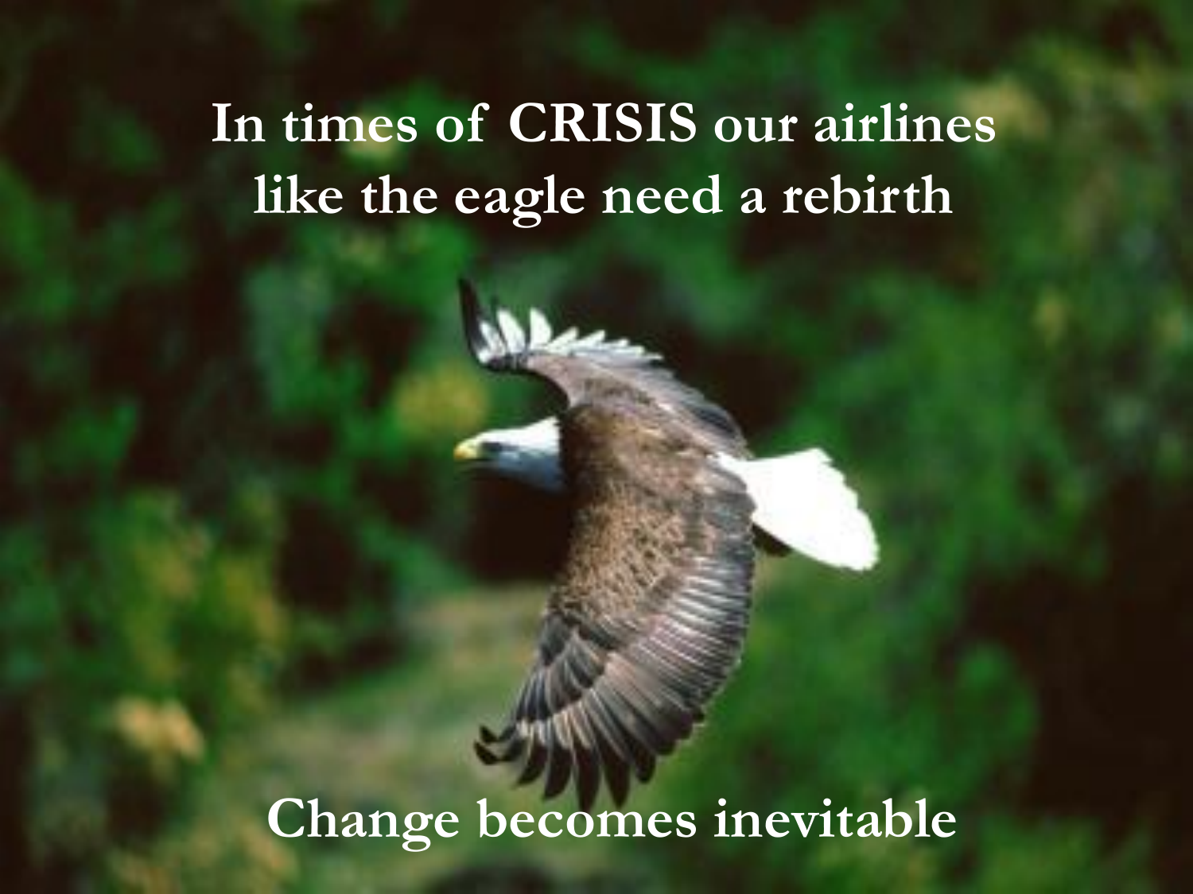In times of CRISIS our airlines like the eagle need a rebirth

Change becomes inevitable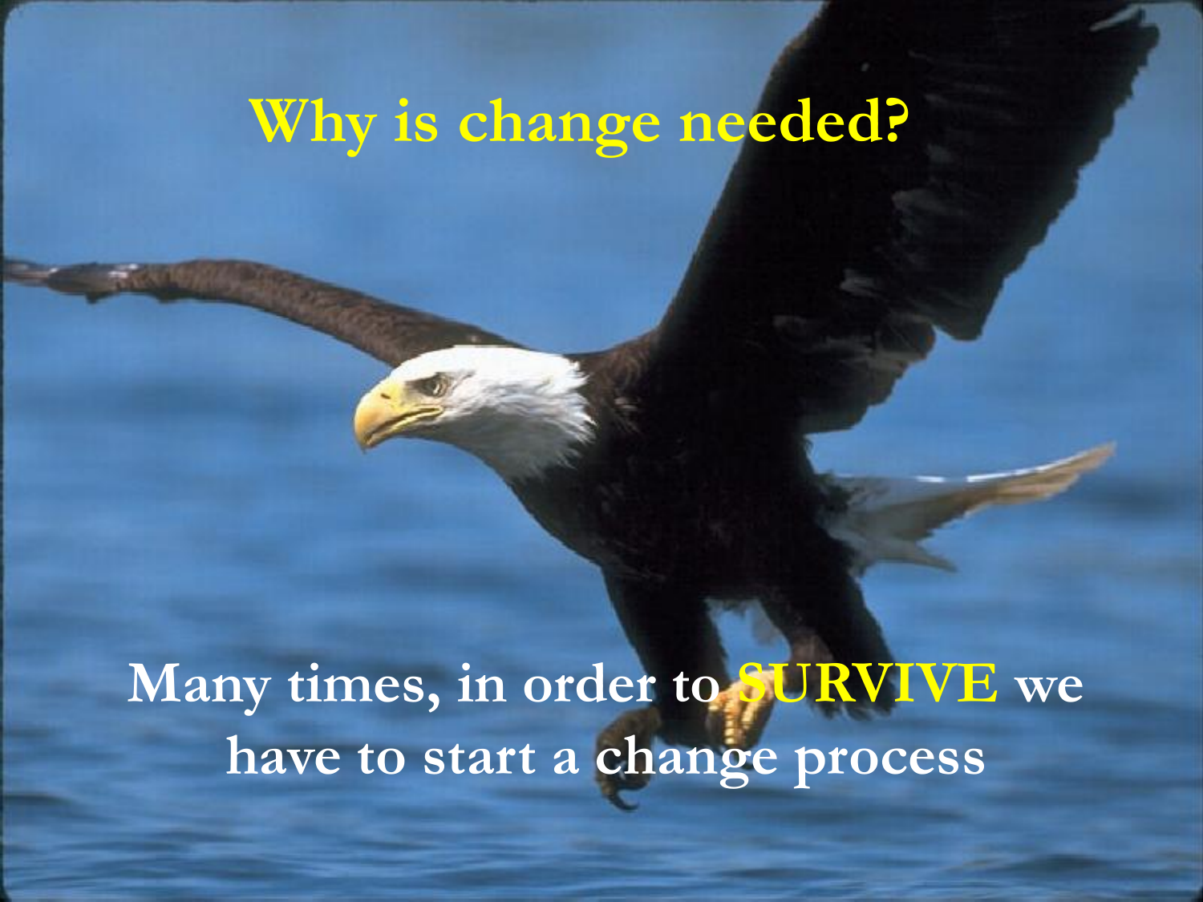# Why is change needed?

Many times, in order to **SURVIVE** we have to start a change process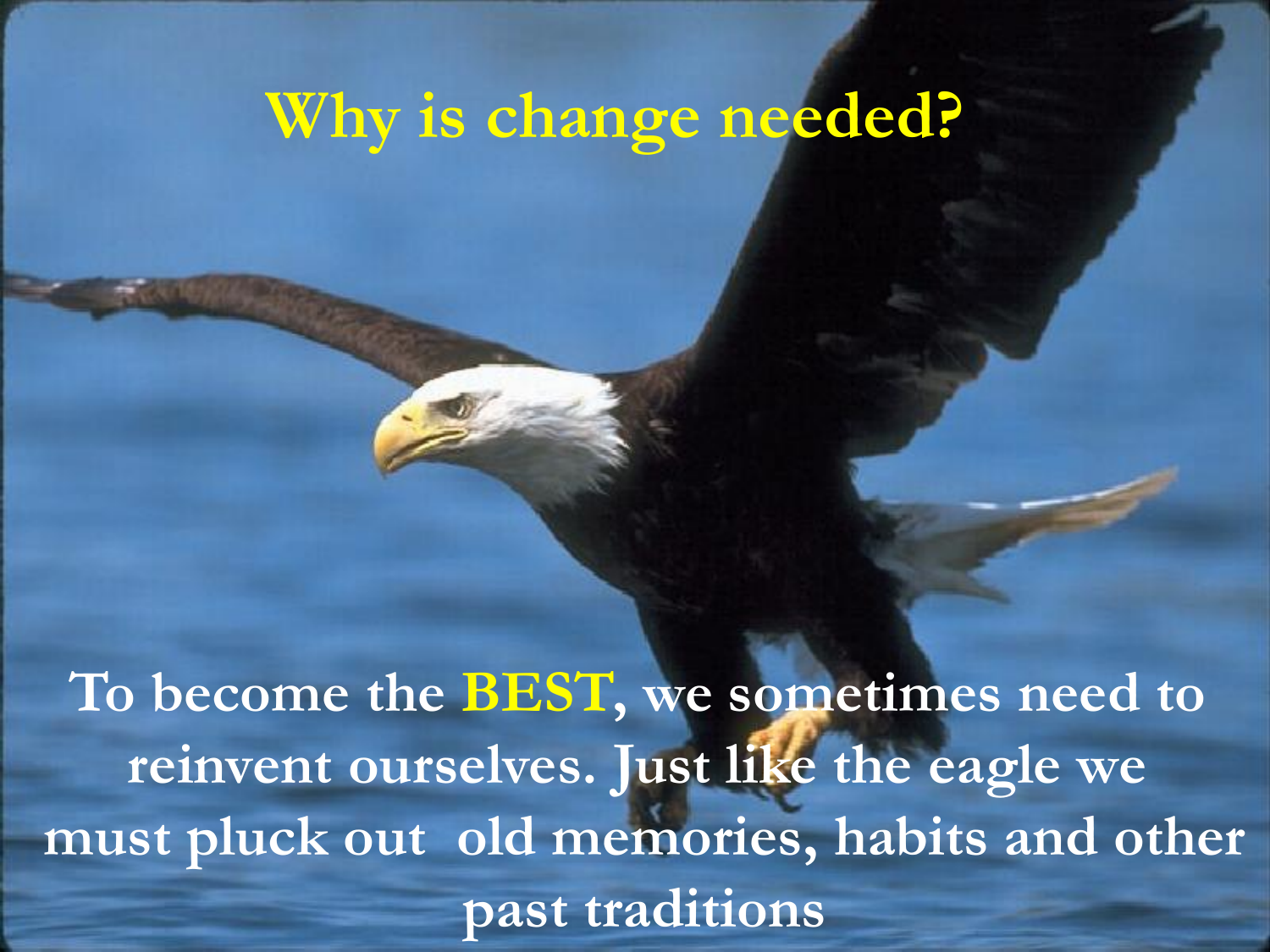# Why is change needed?

To become the **BEST**, we sometimes need to reinvent ourselves. Just like the eagle we must pluck out old memories, habits and other past traditions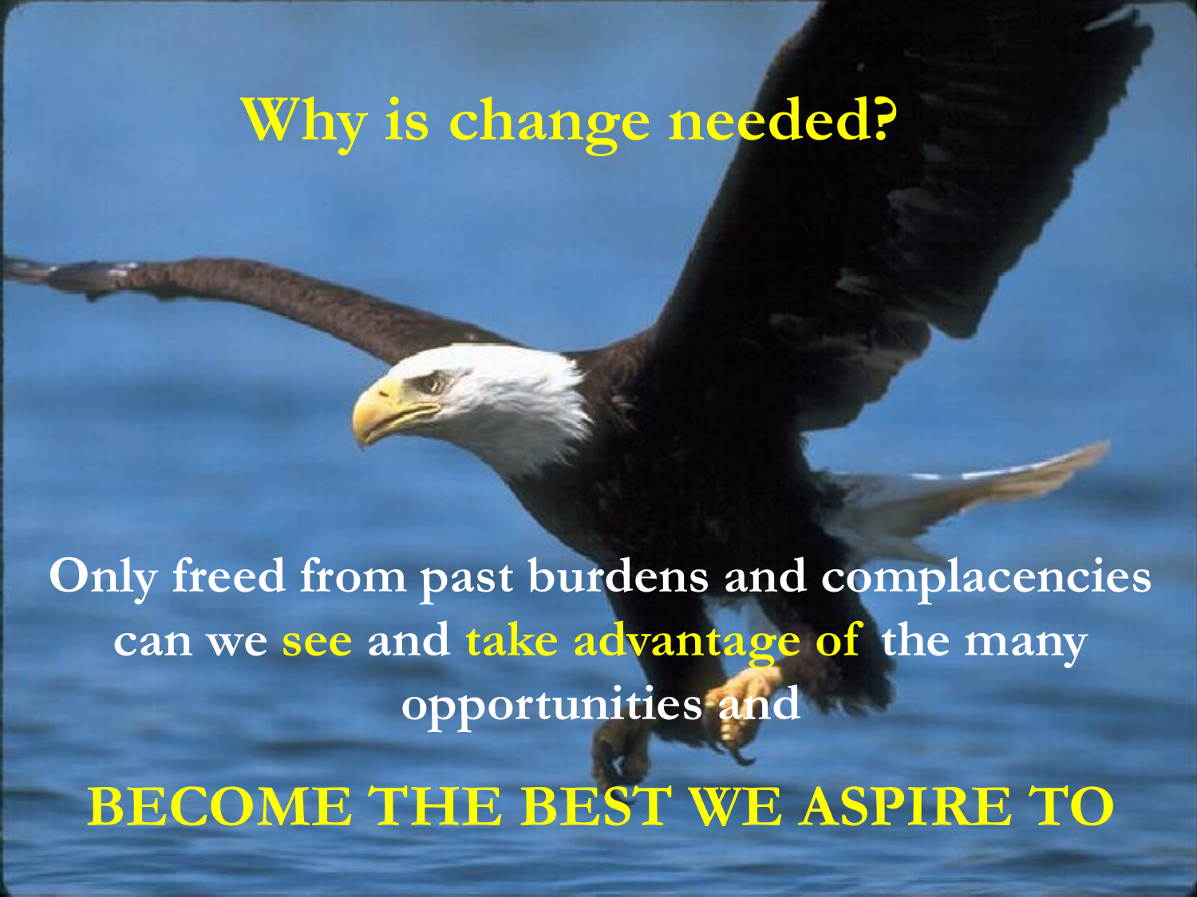# Why is change needed?

Only freed from past burdens and complacencies can we see and take advantage of the many opportunities and

**BECOME THE BEST WE ASPIRE TO**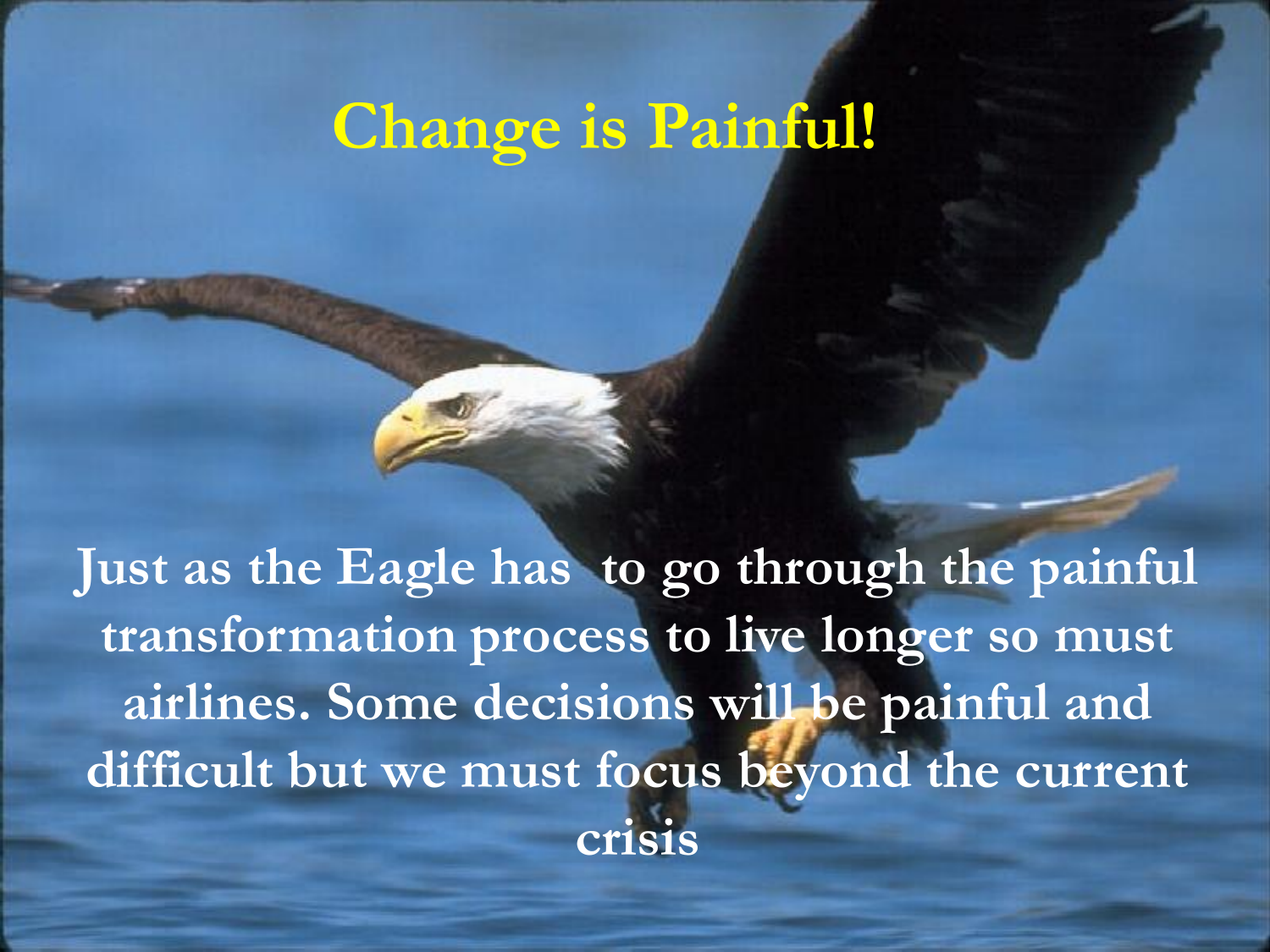# Change is Painful!

Just as the Eagle has  to go through the painful transformation process to live longer so must airlines. Some decisions will be painful and difficult but we must focus beyond the current crisis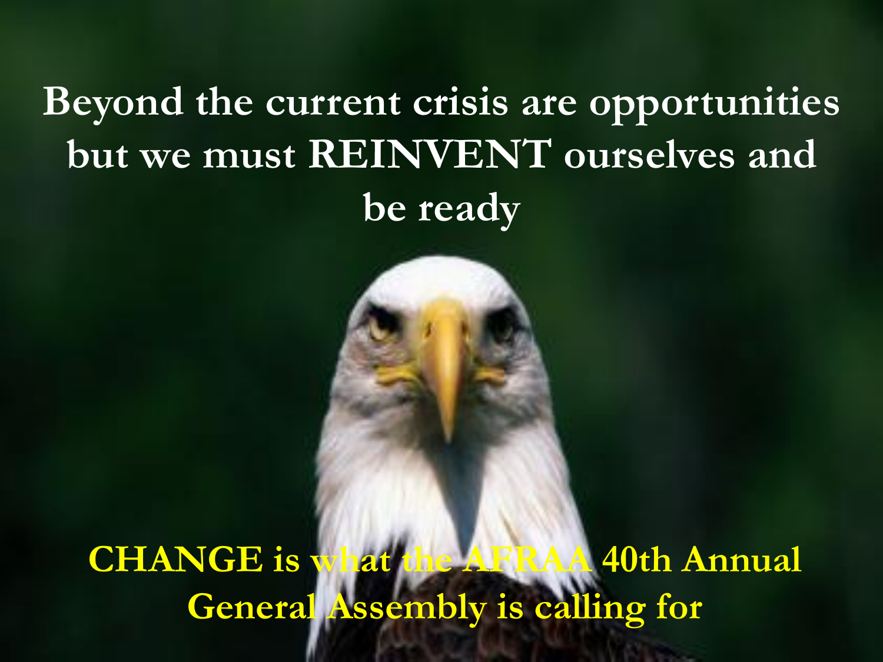**Beyond the current crisis are opportunities but we must REINVENT ourselves and be ready**

**CHANGE is what the AFRAA 40th Annual General Assembly is calling for**